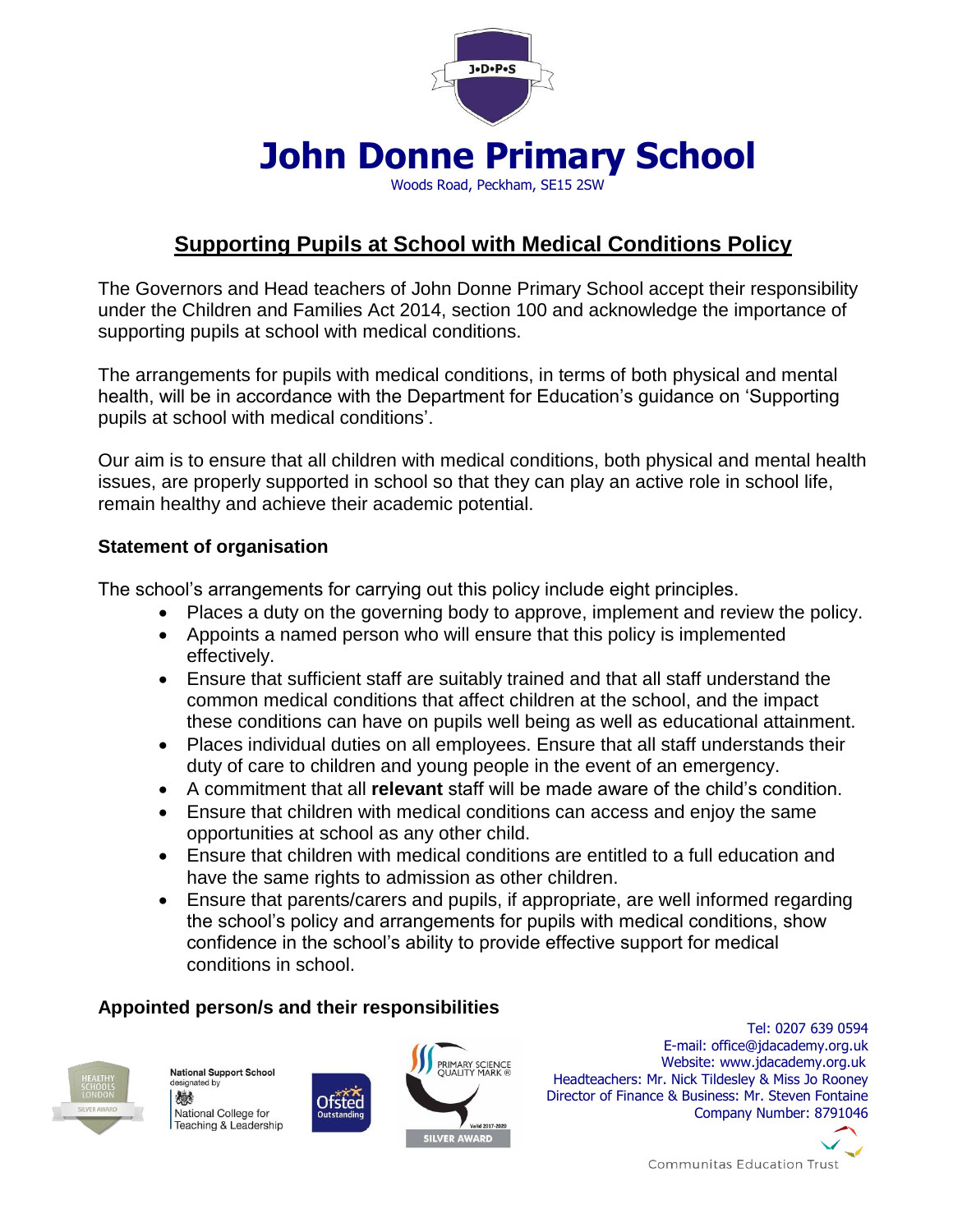# John Donne Primary School

Woods Road, Peckham, SE15 2SW

## Supporting Pupils at School with Medical Conditions Policy

The Governors and Head teachers of John Donne Primary School accept their responsibility under the Children and Families Act 2014, section 100 and acknowledge the importance of supporting pupils at school with medical conditions.

The arrangements for pupils with medical conditions, in terms of both physical and mental health, will be in accordance with the Department for Education's guidance on 'Supporting pupils at school with medical conditions'.

Our aim is to ensure that all children with medical conditions, both physical and mental health issues, are properly supported in school so that they can play an active role in school life, remain healthy and achieve their academic potential.

### Statement of organisation

The school's arrangements for carrying out this policy include eight principles.

- Places a duty on the governing body to approve, implement and review the policy.
- Appoints a named person who will ensure that this policy is implemented effectively.
- Ensure that sufficient staff are suitably trained and that all staff understand the common medical conditions that affect children at the school, and the impact these conditions can have on pupils well being as well as educational attainment.
- Places individual duties on all employees. Ensure that all staff understands their duty of care to children and young people in the event of an emergency.
- A commitment that all **relevant** staff will be made aware of the child's condition.
- Ensure that children with medical conditions can access and enjoy the same opportunities at school as any other child.
- Ensure that children with medical conditions are entitled to a full education and have the same rights to admission as other children.
- Ensure that parents/carers and pupils, if appropriate, are well informed regarding the school's policy and arrangements for pupils with medical conditions, show confidence in the school's ability to provide effective support for medical conditions in school.

### Appointed person/s and their responsibilities

Tel: 0207 639 0594
E-mail: office@jdacademy.org.uk
Website: www.jdacademy.org.uk
Headteachers: Mr. Nick Tildesley & Miss Jo Rooney
Director of Finance & Business: Mr. Steven Fontaine
Company Number: 8791046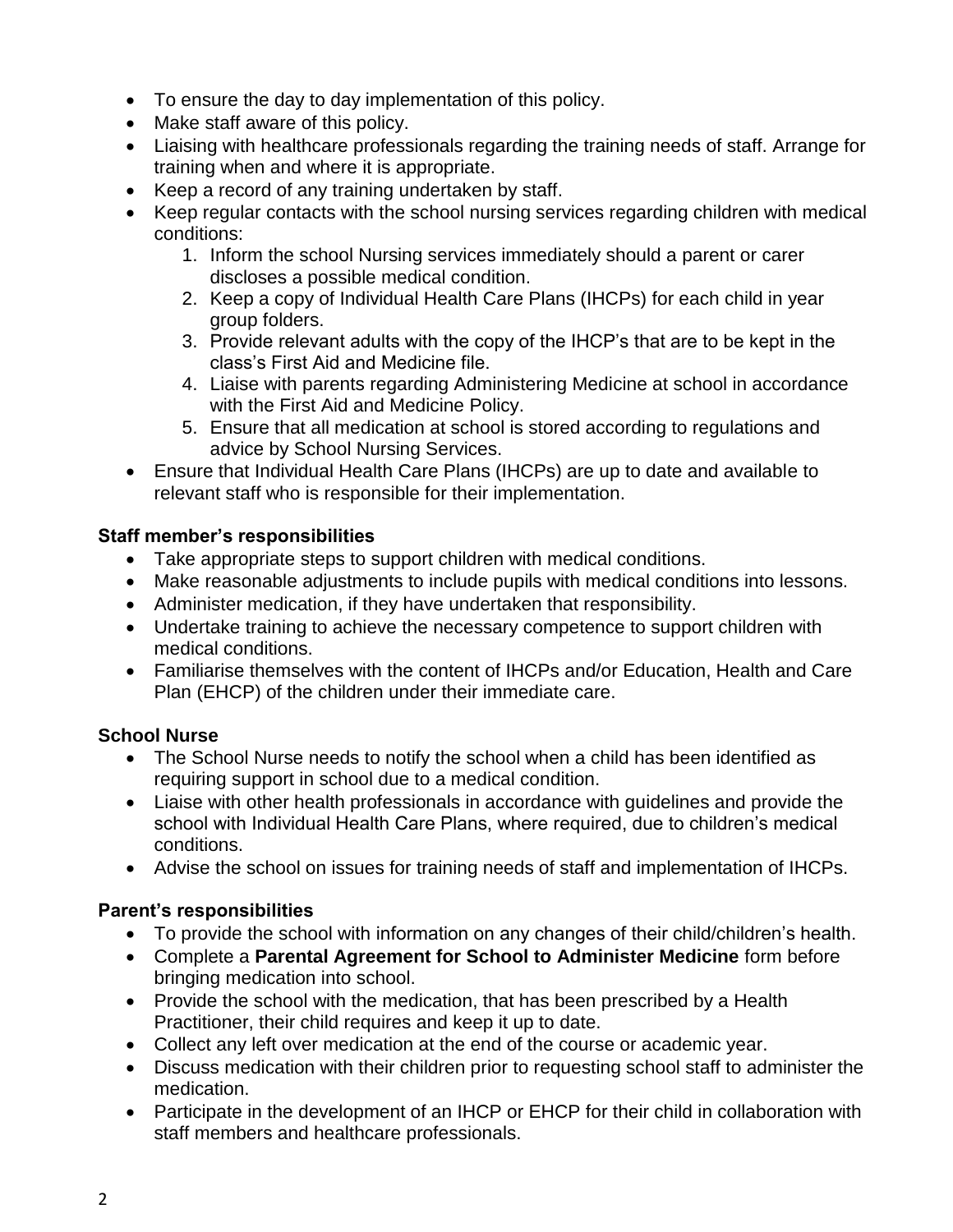- To ensure the day to day implementation of this policy.
- Make staff aware of this policy.
- Liaising with healthcare professionals regarding the training needs of staff. Arrange for training when and where it is appropriate.
- Keep a record of any training undertaken by staff.
- Keep regular contacts with the school nursing services regarding children with medical conditions:
    1. Inform the school Nursing services immediately should a parent or carer discloses a possible medical condition.
    2. Keep a copy of Individual Health Care Plans (IHCPs) for each child in year group folders.
    3. Provide relevant adults with the copy of the IHCP's that are to be kept in the class's First Aid and Medicine file.
    4. Liaise with parents regarding Administering Medicine at school in accordance with the First Aid and Medicine Policy.
    5. Ensure that all medication at school is stored according to regulations and advice by School Nursing Services.
- Ensure that Individual Health Care Plans (IHCPs) are up to date and available to relevant staff who is responsible for their implementation.

**Staff member's responsibilities**

- Take appropriate steps to support children with medical conditions.
- Make reasonable adjustments to include pupils with medical conditions into lessons.
- Administer medication, if they have undertaken that responsibility.
- Undertake training to achieve the necessary competence to support children with medical conditions.
- Familiarise themselves with the content of IHCPs and/or Education, Health and Care Plan (EHCP) of the children under their immediate care.

**School Nurse**

- The School Nurse needs to notify the school when a child has been identified as requiring support in school due to a medical condition.
- Liaise with other health professionals in accordance with guidelines and provide the school with Individual Health Care Plans, where required, due to children's medical conditions.
- Advise the school on issues for training needs of staff and implementation of IHCPs.

**Parent's responsibilities**

- To provide the school with information on any changes of their child/children's health.
- Complete a **Parental Agreement for School to Administer Medicine** form before bringing medication into school.
- Provide the school with the medication, that has been prescribed by a Health Practitioner, their child requires and keep it up to date.
- Collect any left over medication at the end of the course or academic year.
- Discuss medication with their children prior to requesting school staff to administer the medication.
- Participate in the development of an IHCP or EHCP for their child in collaboration with staff members and healthcare professionals.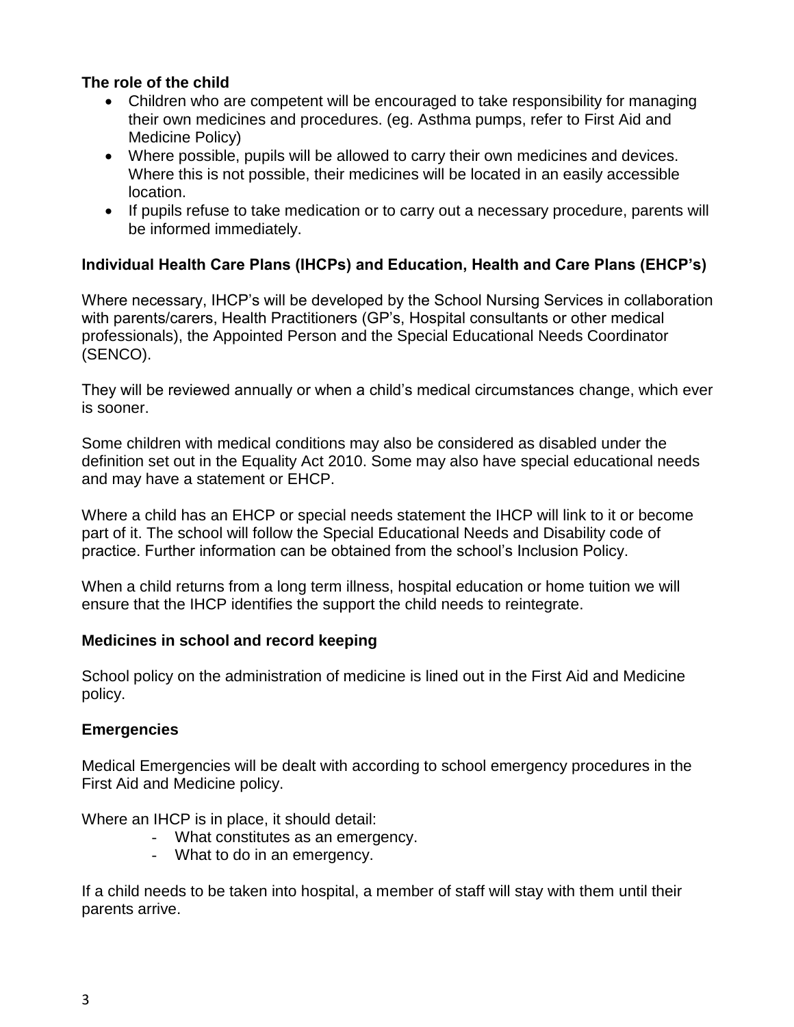**The role of the child**

- Children who are competent will be encouraged to take responsibility for managing their own medicines and procedures. (eg. Asthma pumps, refer to First Aid and Medicine Policy)
- Where possible, pupils will be allowed to carry their own medicines and devices. Where this is not possible, their medicines will be located in an easily accessible location.
- If pupils refuse to take medication or to carry out a necessary procedure, parents will be informed immediately.

**Individual Health Care Plans (IHCPs) and Education, Health and Care Plans (EHCP's)**

Where necessary, IHCP's will be developed by the School Nursing Services in collaboration with parents/carers, Health Practitioners (GP's, Hospital consultants or other medical professionals), the Appointed Person and the Special Educational Needs Coordinator (SENCO).

They will be reviewed annually or when a child's medical circumstances change, which ever is sooner.

Some children with medical conditions may also be considered as disabled under the definition set out in the Equality Act 2010. Some may also have special educational needs and may have a statement or EHCP.

Where a child has an EHCP or special needs statement the IHCP will link to it or become part of it. The school will follow the Special Educational Needs and Disability code of practice. Further information can be obtained from the school's Inclusion Policy.

When a child returns from a long term illness, hospital education or home tuition we will ensure that the IHCP identifies the support the child needs to reintegrate.

**Medicines in school and record keeping**

School policy on the administration of medicine is lined out in the First Aid and Medicine policy.

**Emergencies**

Medical Emergencies will be dealt with according to school emergency procedures in the First Aid and Medicine policy.

Where an IHCP is in place, it should detail:

- What constitutes as an emergency.
- What to do in an emergency.

If a child needs to be taken into hospital, a member of staff will stay with them until their parents arrive.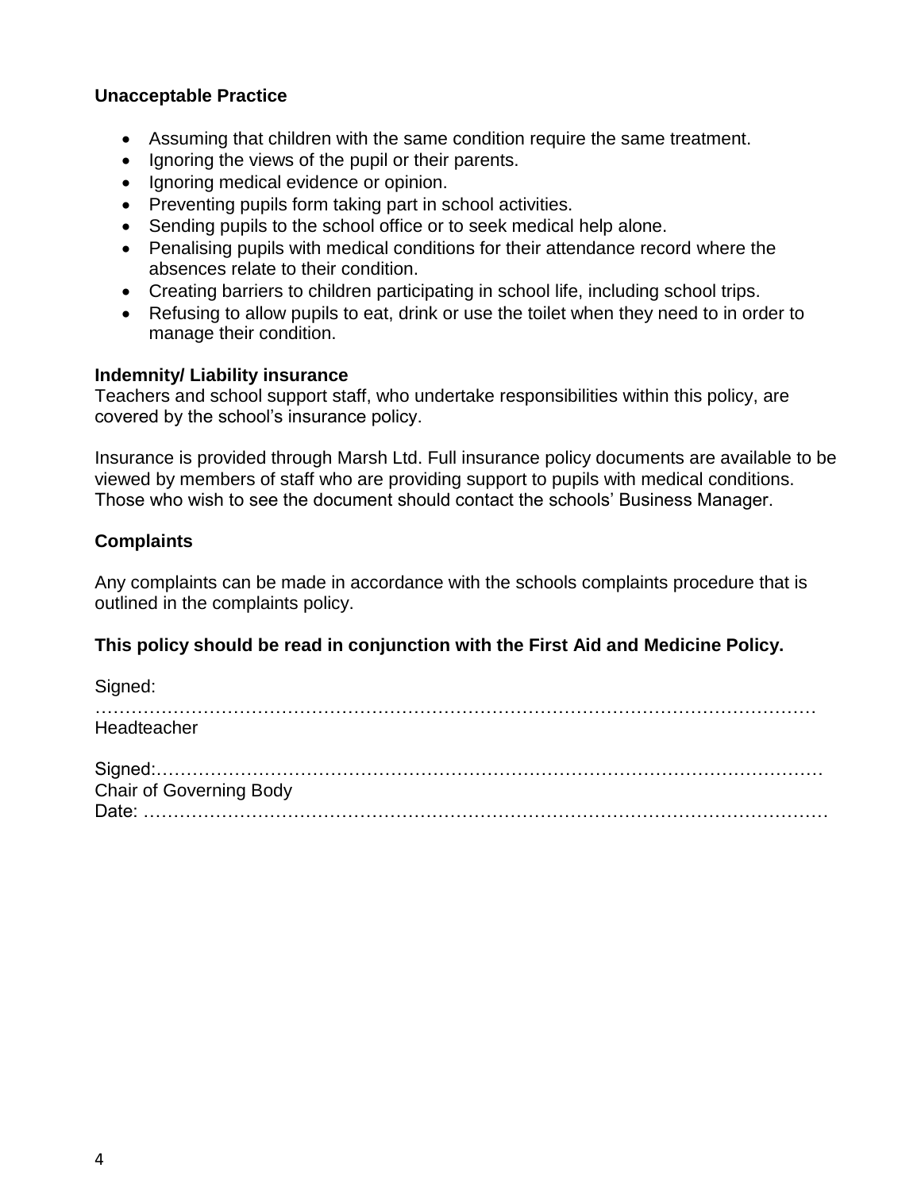**Unacceptable Practice**

- Assuming that children with the same condition require the same treatment.
- Ignoring the views of the pupil or their parents.
- Ignoring medical evidence or opinion.
- Preventing pupils form taking part in school activities.
- Sending pupils to the school office or to seek medical help alone.
- Penalising pupils with medical conditions for their attendance record where the absences relate to their condition.
- Creating barriers to children participating in school life, including school trips.
- Refusing to allow pupils to eat, drink or use the toilet when they need to in order to manage their condition.

**Indemnity/ Liability insurance**

Teachers and school support staff, who undertake responsibilities within this policy, are covered by the school's insurance policy.

Insurance is provided through Marsh Ltd. Full insurance policy documents are available to be viewed by members of staff who are providing support to pupils with medical conditions. Those who wish to see the document should contact the schools' Business Manager.

**Complaints**

Any complaints can be made in accordance with the schools complaints procedure that is outlined in the complaints policy.

**This policy should be read in conjunction with the First Aid and Medicine Policy.**

Signed:
……………………………………………………………………………………………………
Headteacher

Signed:………………………………………………………………………………………………
Chair of Governing Body
Date: …………………………………………………………………………………………………